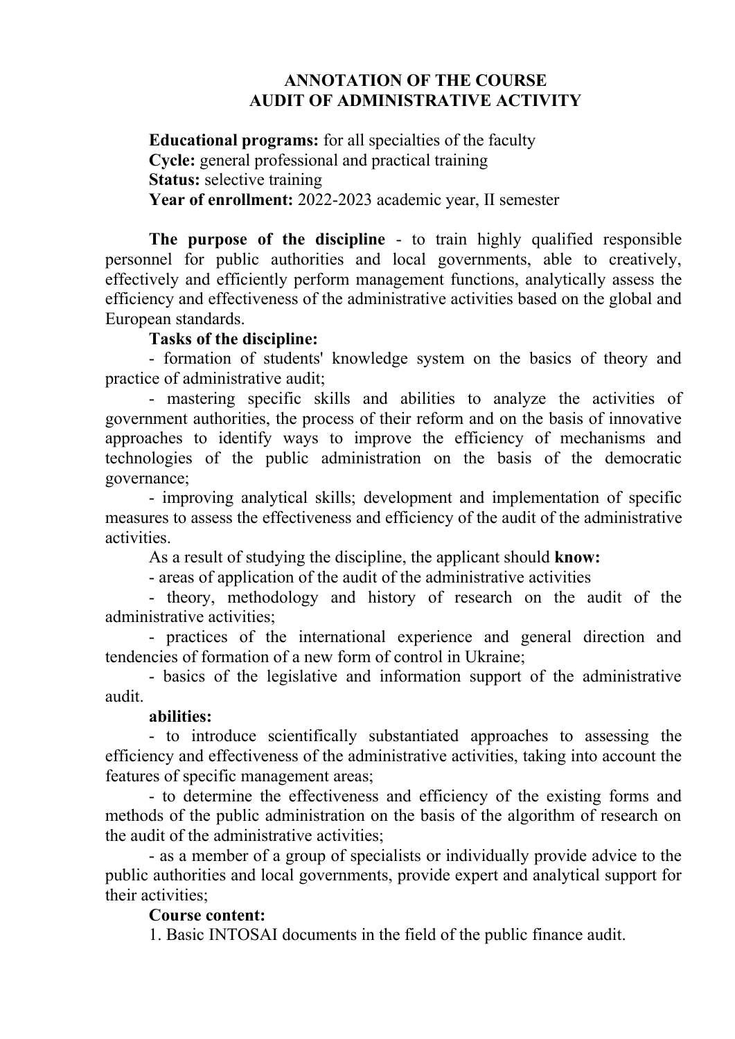# ANNOTATION OF THE COURSE
# AUDIT OF ADMINISTRATIVE ACTIVITY

**Educational programs:** for all specialties of the faculty
**Cycle:** general professional and practical training
**Status:** selective training
**Year of enrollment:** 2022-2023 academic year, II semester

**The purpose of the discipline** - to train highly qualified responsible personnel for public authorities and local governments, able to creatively, effectively and efficiently perform management functions, analytically assess the efficiency and effectiveness of the administrative activities based on the global and European standards.

**Tasks of the discipline:**

- formation of students' knowledge system on the basics of theory and practice of administrative audit;
- mastering specific skills and abilities to analyze the activities of government authorities, the process of their reform and on the basis of innovative approaches to identify ways to improve the efficiency of mechanisms and technologies of the public administration on the basis of the democratic governance;
- improving analytical skills; development and implementation of specific measures to assess the effectiveness and efficiency of the audit of the administrative activities.

As a result of studying the discipline, the applicant should **know:**

- areas of application of the audit of the administrative activities
- theory, methodology and history of research on the audit of the administrative activities;
- practices of the international experience and general direction and tendencies of formation of a new form of control in Ukraine;
- basics of the legislative and information support of the administrative audit.

**abilities:**

- to introduce scientifically substantiated approaches to assessing the efficiency and effectiveness of the administrative activities, taking into account the features of specific management areas;
- to determine the effectiveness and efficiency of the existing forms and methods of the public administration on the basis of the algorithm of research on the audit of the administrative activities;
- as a member of a group of specialists or individually provide advice to the public authorities and local governments, provide expert and analytical support for their activities;

**Course content:**

1. Basic INTOSAI documents in the field of the public finance audit.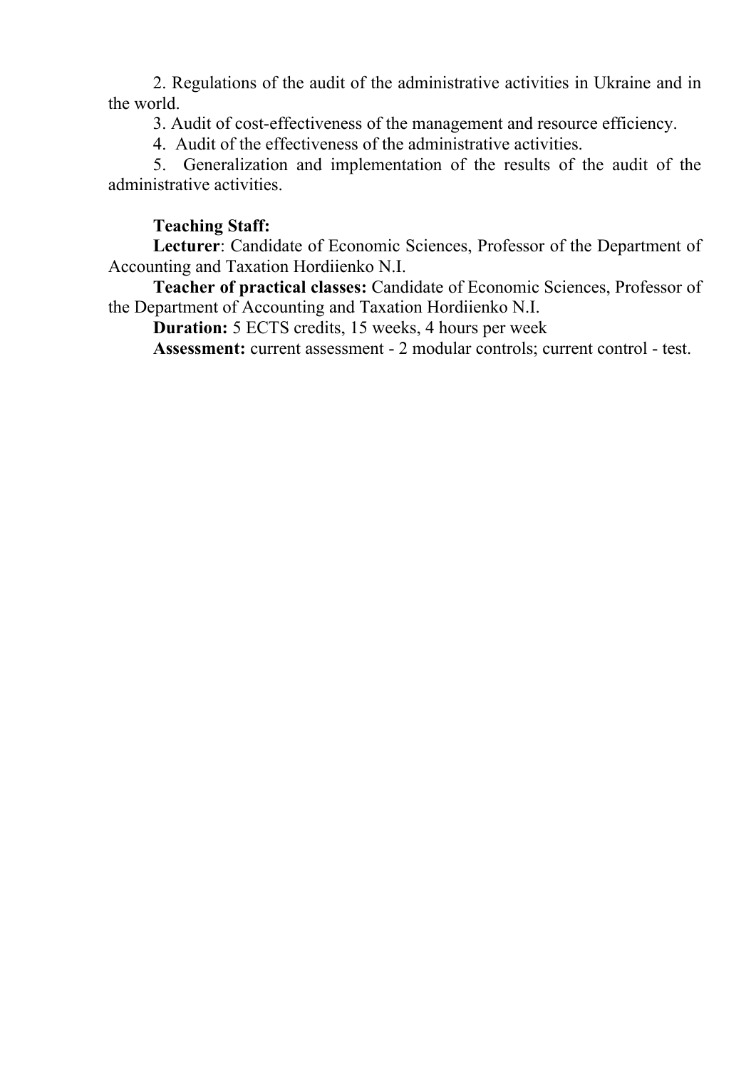2. Regulations of the audit of the administrative activities in Ukraine and in the world.

3. Audit of cost-effectiveness of the management and resource efficiency.

4. Audit of the effectiveness of the administrative activities.

5. Generalization and implementation of the results of the audit of the administrative activities.

**Teaching Staff:**

**Lecturer**: Candidate of Economic Sciences, Professor of the Department of Accounting and Taxation Hordiienko N.I.

**Teacher of practical classes:** Candidate of Economic Sciences, Professor of the Department of Accounting and Taxation Hordiienko N.I.

**Duration:** 5 ECTS credits, 15 weeks, 4 hours per week

**Assessment:** current assessment - 2 modular controls; current control - test.